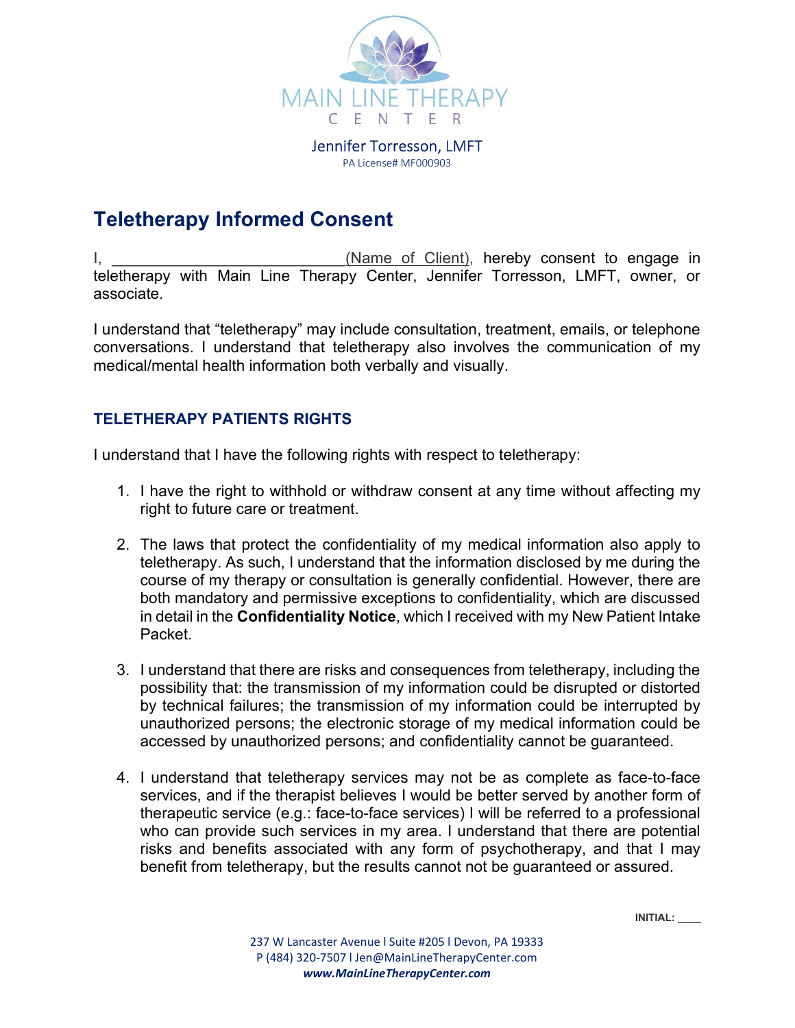MAIN LINE THERAPY
CENTER

Jennifer Torresson, LMFT
PA License# MF000903

# Teletherapy Informed Consent

I, ___________________________(Name of Client), hereby consent to engage in teletherapy with Main Line Therapy Center, Jennifer Torresson, LMFT, owner, or associate.

I understand that "teletherapy" may include consultation, treatment, emails, or telephone conversations. I understand that teletherapy also involves the communication of my medical/mental health information both verbally and visually.

## TELETHERAPY PATIENTS RIGHTS

I understand that I have the following rights with respect to teletherapy:

1. I have the right to withhold or withdraw consent at any time without affecting my right to future care or treatment.

2. The laws that protect the confidentiality of my medical information also apply to teletherapy. As such, I understand that the information disclosed by me during the course of my therapy or consultation is generally confidential. However, there are both mandatory and permissive exceptions to confidentiality, which are discussed in detail in the **Confidentiality Notice**, which I received with my New Patient Intake Packet.

3. I understand that there are risks and consequences from teletherapy, including the possibility that: the transmission of my information could be disrupted or distorted by technical failures; the transmission of my information could be interrupted by unauthorized persons; the electronic storage of my medical information could be accessed by unauthorized persons; and confidentiality cannot be guaranteed.

4. I understand that teletherapy services may not be as complete as face-to-face services, and if the therapist believes I would be better served by another form of therapeutic service (e.g.: face-to-face services) I will be referred to a professional who can provide such services in my area. I understand that there are potential risks and benefits associated with any form of psychotherapy, and that I may benefit from teletherapy, but the results cannot not be guaranteed or assured.

**INITIAL:** ____

237 W Lancaster Avenue l Suite #205 l Devon, PA 19333
P (484) 320-7507 l Jen@MainLineTherapyCenter.com
***www.MainLineTherapyCenter.com***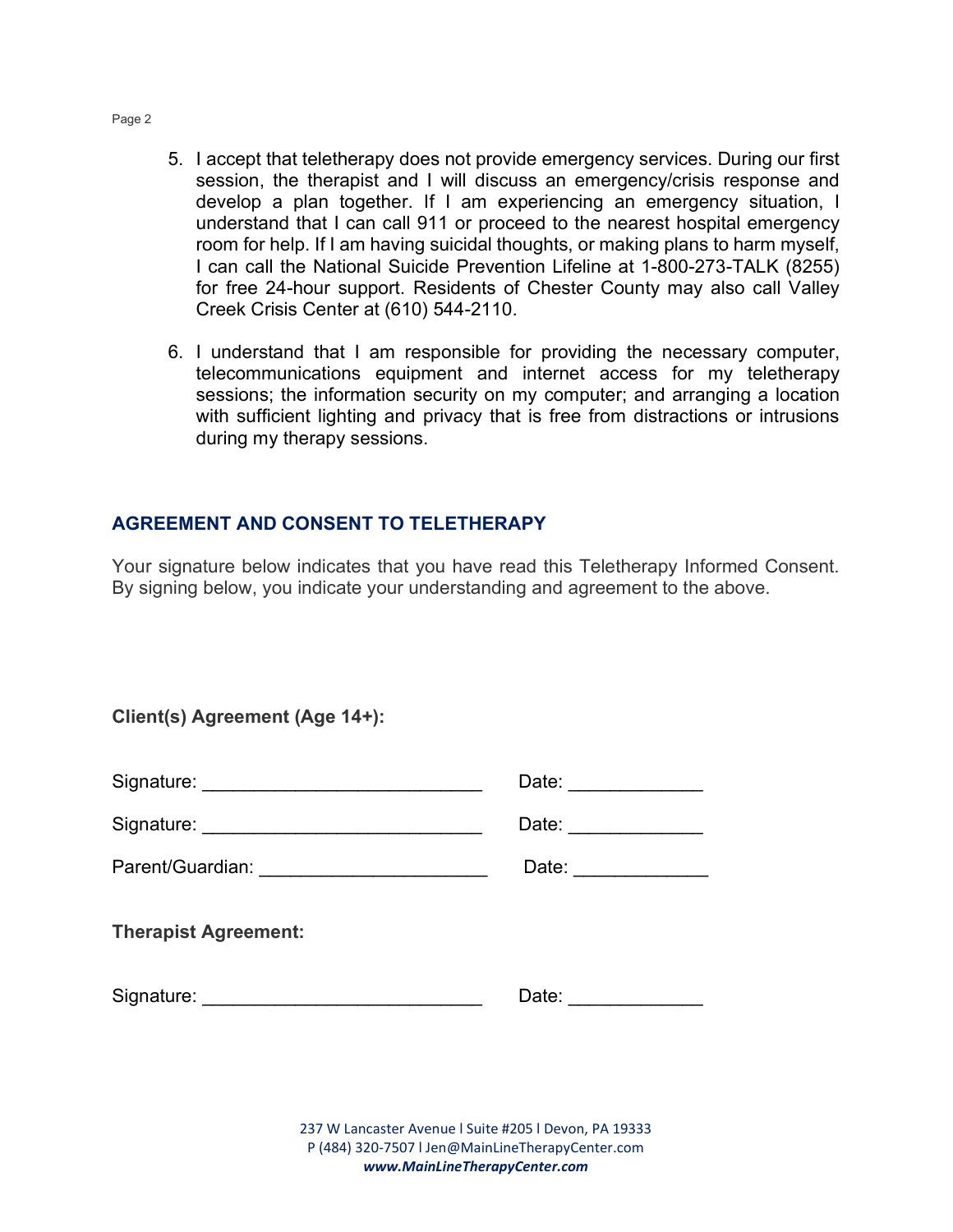5. I accept that teletherapy does not provide emergency services. During our first session, the therapist and I will discuss an emergency/crisis response and develop a plan together. If I am experiencing an emergency situation, I understand that I can call 911 or proceed to the nearest hospital emergency room for help. If I am having suicidal thoughts, or making plans to harm myself, I can call the National Suicide Prevention Lifeline at 1-800-273-TALK (8255) for free 24-hour support. Residents of Chester County may also call Valley Creek Crisis Center at (610) 544-2110.

6. I understand that I am responsible for providing the necessary computer, telecommunications equipment and internet access for my teletherapy sessions; the information security on my computer; and arranging a location with sufficient lighting and privacy that is free from distractions or intrusions during my therapy sessions.

## AGREEMENT AND CONSENT TO TELETHERAPY

Your signature below indicates that you have read this Teletherapy Informed Consent. By signing below, you indicate your understanding and agreement to the above.

**Client(s) Agreement (Age 14+):**

Signature: ___________________________ Date: _____________

Signature: ___________________________ Date: _____________

Parent/Guardian: ______________________ Date: _____________

**Therapist Agreement:**

Signature: ___________________________ Date: _____________

237 W Lancaster Avenue l Suite #205 l Devon, PA 19333
P (484) 320-7507 l Jen@MainLineTherapyCenter.com
***www.MainLineTherapyCenter.com***